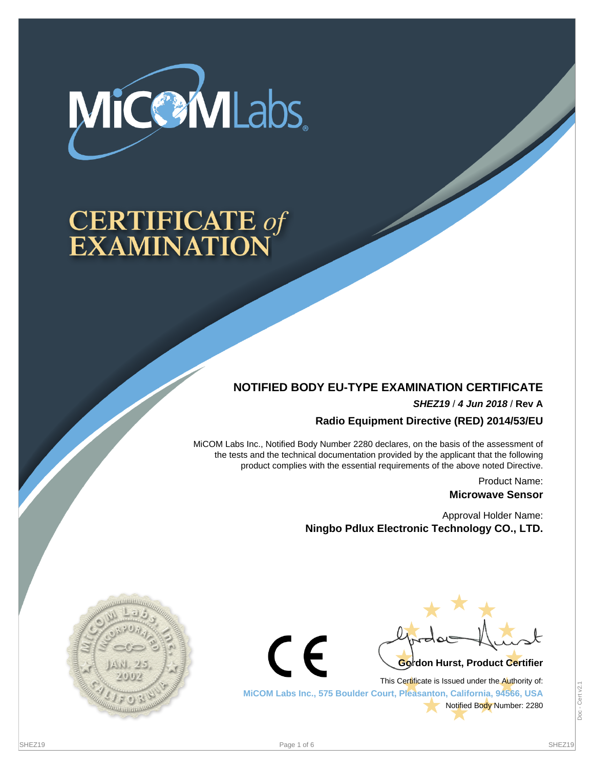MiCOM Labs

# CERTIFICATE of EXAMINATION

## NOTIFIED BODY EU-TYPE EXAMINATION CERTIFICATE

***SHEZ19*** / ***4 Jun 2018*** / **Rev A**

**Radio Equipment Directive (RED) 2014/53/EU**

MiCOM Labs Inc., Notified Body Number 2280 declares, on the basis of the assessment of the tests and the technical documentation provided by the applicant that the following product complies with the essential requirements of the above noted Directive.

Product Name:

**Microwave Sensor**

Approval Holder Name:

**Ningbo Pdlux Electronic Technology CO., LTD.**

MiCOM Labs, Inc. INCORPORATED JAN. 25, 2002 CALIFORNIA

CE

**Gordon Hurst, Product Certifier**

This Certificate is Issued under the Authority of:

**MiCOM Labs Inc., 575 Boulder Court, Pleasanton, California, 94566, USA**

Notified Body Number: 2280

Doc - Cert v2.1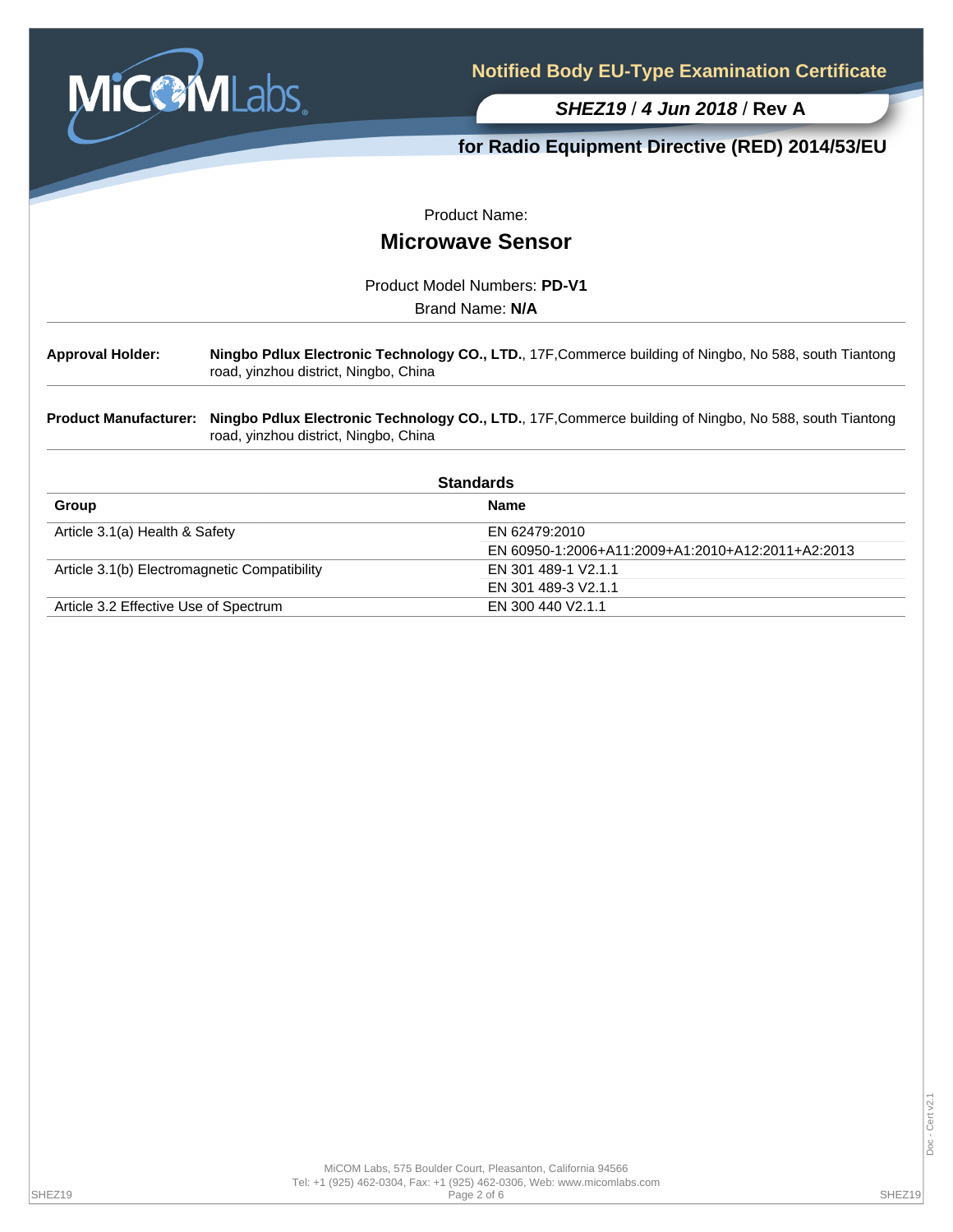# Notified Body EU-Type Examination Certificate

***SHEZ19*** / ***4 Jun 2018*** / **Rev A**

**for Radio Equipment Directive (RED) 2014/53/EU**

Product Name:

## Microwave Sensor

Product Model Numbers: **PD-V1**

Brand Name: **N/A**

---

**Approval Holder:** **Ningbo Pdlux Electronic Technology CO., LTD.**, 17F,Commerce building of Ningbo, No 588, south Tiantong road, yinzhou district, Ningbo, China

---

**Product Manufacturer:** **Ningbo Pdlux Electronic Technology CO., LTD.**, 17F,Commerce building of Ningbo, No 588, south Tiantong road, yinzhou district, Ningbo, China

---

**Standards**

| Group | Name |
|---|---|
| Article 3.1(a) Health & Safety | EN 62479:2010 |
| | EN 60950-1:2006+A11:2009+A1:2010+A12:2011+A2:2013 |
| Article 3.1(b) Electromagnetic Compatibility | EN 301 489-1 V2.1.1 |
| | EN 301 489-3 V2.1.1 |
| Article 3.2 Effective Use of Spectrum | EN 300 440 V2.1.1 |

MiCOM Labs, 575 Boulder Court, Pleasanton, California 94566
Tel: +1 (925) 462-0304, Fax: +1 (925) 462-0306, Web: www.micomlabs.com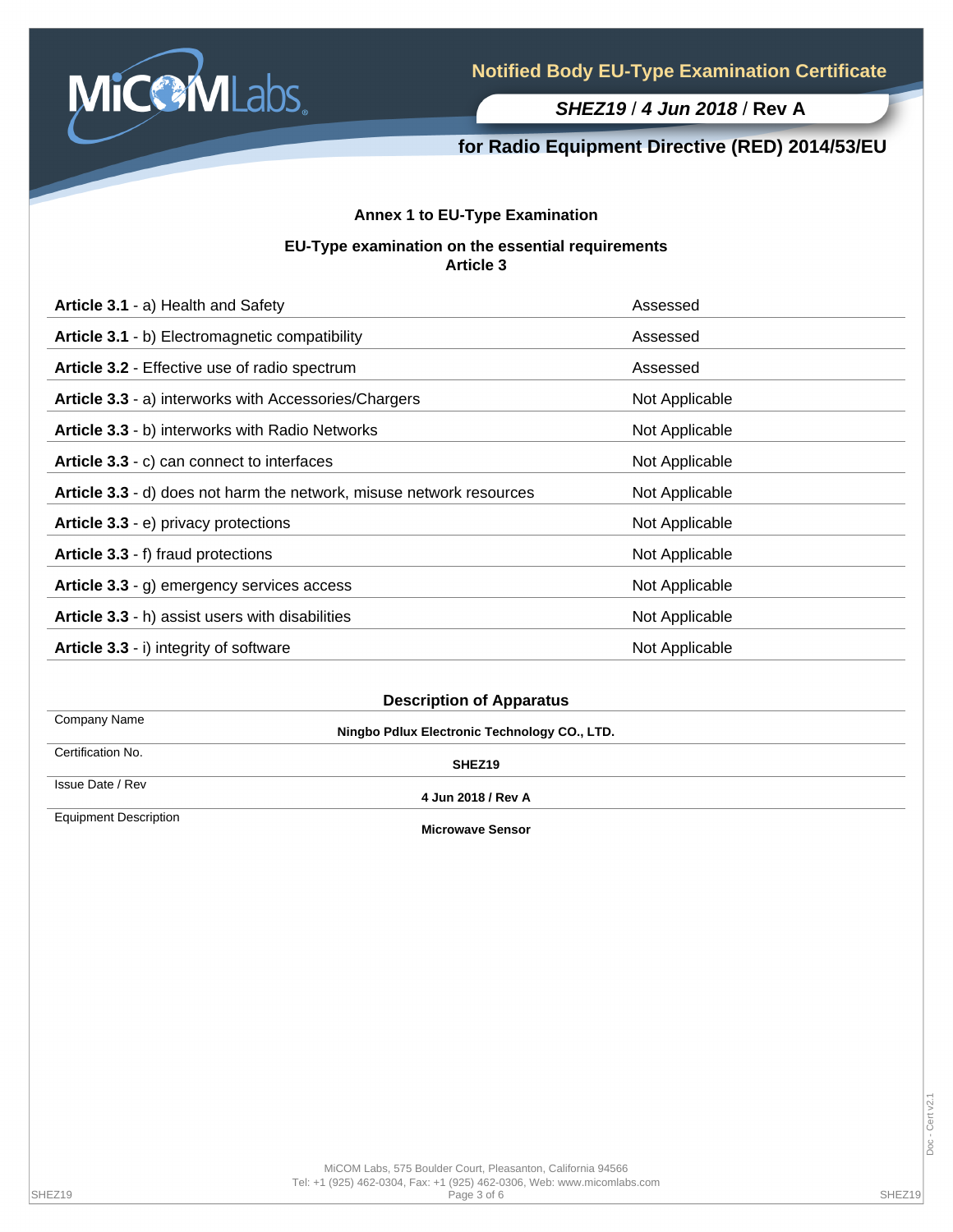# Notified Body EU-Type Examination Certificate

***SHEZ19* / *4 Jun 2018* / Rev A**

## for Radio Equipment Directive (RED) 2014/53/EU

### Annex 1 to EU-Type Examination

**EU-Type examination on the essential requirements**
**Article 3**

| | |
|---|---|
| **Article 3.1** - a) Health and Safety | Assessed |
| **Article 3.1** - b) Electromagnetic compatibility | Assessed |
| **Article 3.2** - Effective use of radio spectrum | Assessed |
| **Article 3.3** - a) interworks with Accessories/Chargers | Not Applicable |
| **Article 3.3** - b) interworks with Radio Networks | Not Applicable |
| **Article 3.3** - c) can connect to interfaces | Not Applicable |
| **Article 3.3** - d) does not harm the network, misuse network resources | Not Applicable |
| **Article 3.3** - e) privacy protections | Not Applicable |
| **Article 3.3** - f) fraud protections | Not Applicable |
| **Article 3.3** - g) emergency services access | Not Applicable |
| **Article 3.3** - h) assist users with disabilities | Not Applicable |
| **Article 3.3** - i) integrity of software | Not Applicable |

### Description of Apparatus

| | |
|---|---|
| Company Name | **Ningbo Pdlux Electronic Technology CO., LTD.** |
| Certification No. | **SHEZ19** |
| Issue Date / Rev | **4 Jun 2018 / Rev A** |
| Equipment Description | **Microwave Sensor** |

MiCOM Labs, 575 Boulder Court, Pleasanton, California 94566
Tel: +1 (925) 462-0304, Fax: +1 (925) 462-0306, Web: www.micomlabs.com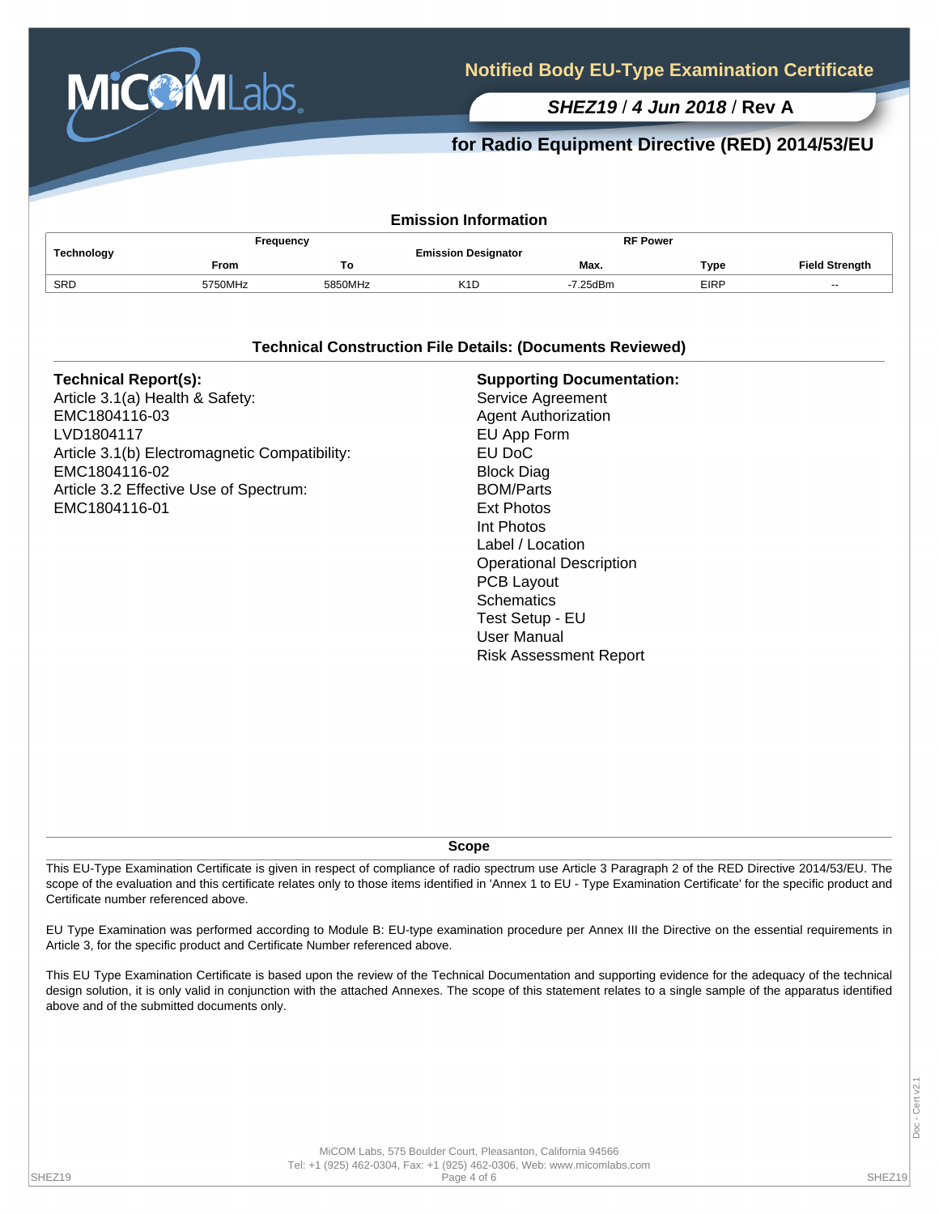# Notified Body EU-Type Examination Certificate

***SHEZ19* / *4 Jun 2018* / Rev A**

## for Radio Equipment Directive (RED) 2014/53/EU

### Emission Information

| Technology | Frequency | | Emission Designator | RF Power | | Field Strength |
|---|---|---|---|---|---|---|
| | From | To | | Max. | Type | |
| SRD | 5750MHz | 5850MHz | K1D | -7.25dBm | EIRP | -- |

### Technical Construction File Details: (Documents Reviewed)

**Technical Report(s):**
Article 3.1(a) Health & Safety:
EMC1804116-03
LVD1804117
Article 3.1(b) Electromagnetic Compatibility:
EMC1804116-02
Article 3.2 Effective Use of Spectrum:
EMC1804116-01

**Supporting Documentation:**
Service Agreement
Agent Authorization
EU App Form
EU DoC
Block Diag
BOM/Parts
Ext Photos
Int Photos
Label / Location
Operational Description
PCB Layout
Schematics
Test Setup - EU
User Manual
Risk Assessment Report

### Scope

This EU-Type Examination Certificate is given in respect of compliance of radio spectrum use Article 3 Paragraph 2 of the RED Directive 2014/53/EU. The scope of the evaluation and this certificate relates only to those items identified in 'Annex 1 to EU - Type Examination Certificate' for the specific product and Certificate number referenced above.

EU Type Examination was performed according to Module B: EU-type examination procedure per Annex III the Directive on the essential requirements in Article 3, for the specific product and Certificate Number referenced above.

This EU Type Examination Certificate is based upon the review of the Technical Documentation and supporting evidence for the adequacy of the technical design solution, it is only valid in conjunction with the attached Annexes. The scope of this statement relates to a single sample of the apparatus identified above and of the submitted documents only.

MiCOM Labs, 575 Boulder Court, Pleasanton, California 94566
Tel: +1 (925) 462-0304, Fax: +1 (925) 462-0306, Web: www.micomlabs.com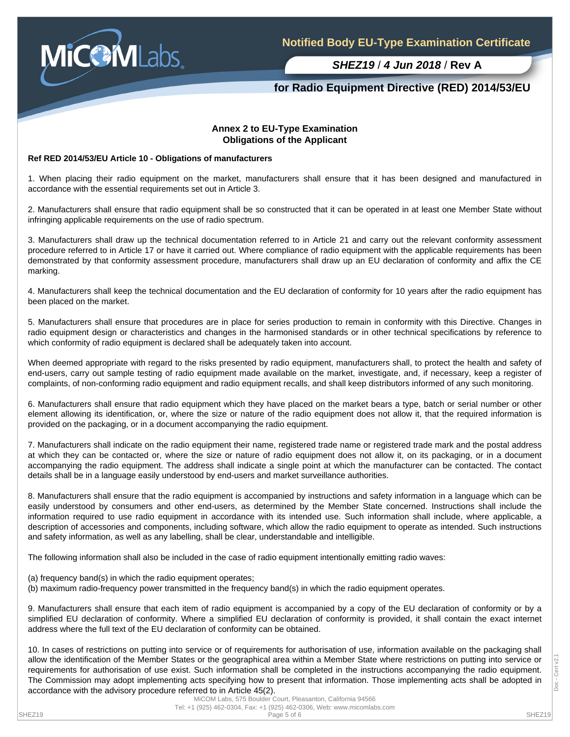## Annex 2 to EU-Type Examination
## Obligations of the Applicant

**Ref RED 2014/53/EU Article 10 - Obligations of manufacturers**

1. When placing their radio equipment on the market, manufacturers shall ensure that it has been designed and manufactured in accordance with the essential requirements set out in Article 3.

2. Manufacturers shall ensure that radio equipment shall be so constructed that it can be operated in at least one Member State without infringing applicable requirements on the use of radio spectrum.

3. Manufacturers shall draw up the technical documentation referred to in Article 21 and carry out the relevant conformity assessment procedure referred to in Article 17 or have it carried out. Where compliance of radio equipment with the applicable requirements has been demonstrated by that conformity assessment procedure, manufacturers shall draw up an EU declaration of conformity and affix the CE marking.

4. Manufacturers shall keep the technical documentation and the EU declaration of conformity for 10 years after the radio equipment has been placed on the market.

5. Manufacturers shall ensure that procedures are in place for series production to remain in conformity with this Directive. Changes in radio equipment design or characteristics and changes in the harmonised standards or in other technical specifications by reference to which conformity of radio equipment is declared shall be adequately taken into account.

When deemed appropriate with regard to the risks presented by radio equipment, manufacturers shall, to protect the health and safety of end-users, carry out sample testing of radio equipment made available on the market, investigate, and, if necessary, keep a register of complaints, of non-conforming radio equipment and radio equipment recalls, and shall keep distributors informed of any such monitoring.

6. Manufacturers shall ensure that radio equipment which they have placed on the market bears a type, batch or serial number or other element allowing its identification, or, where the size or nature of the radio equipment does not allow it, that the required information is provided on the packaging, or in a document accompanying the radio equipment.

7. Manufacturers shall indicate on the radio equipment their name, registered trade name or registered trade mark and the postal address at which they can be contacted or, where the size or nature of radio equipment does not allow it, on its packaging, or in a document accompanying the radio equipment. The address shall indicate a single point at which the manufacturer can be contacted. The contact details shall be in a language easily understood by end-users and market surveillance authorities.

8. Manufacturers shall ensure that the radio equipment is accompanied by instructions and safety information in a language which can be easily understood by consumers and other end-users, as determined by the Member State concerned. Instructions shall include the information required to use radio equipment in accordance with its intended use. Such information shall include, where applicable, a description of accessories and components, including software, which allow the radio equipment to operate as intended. Such instructions and safety information, as well as any labelling, shall be clear, understandable and intelligible.

The following information shall also be included in the case of radio equipment intentionally emitting radio waves:

(a) frequency band(s) in which the radio equipment operates;
(b) maximum radio-frequency power transmitted in the frequency band(s) in which the radio equipment operates.

9. Manufacturers shall ensure that each item of radio equipment is accompanied by a copy of the EU declaration of conformity or by a simplified EU declaration of conformity. Where a simplified EU declaration of conformity is provided, it shall contain the exact internet address where the full text of the EU declaration of conformity can be obtained.

10. In cases of restrictions on putting into service or of requirements for authorisation of use, information available on the packaging shall allow the identification of the Member States or the geographical area within a Member State where restrictions on putting into service or requirements for authorisation of use exist. Such information shall be completed in the instructions accompanying the radio equipment. The Commission may adopt implementing acts specifying how to present that information. Those implementing acts shall be adopted in accordance with the advisory procedure referred to in Article 45(2).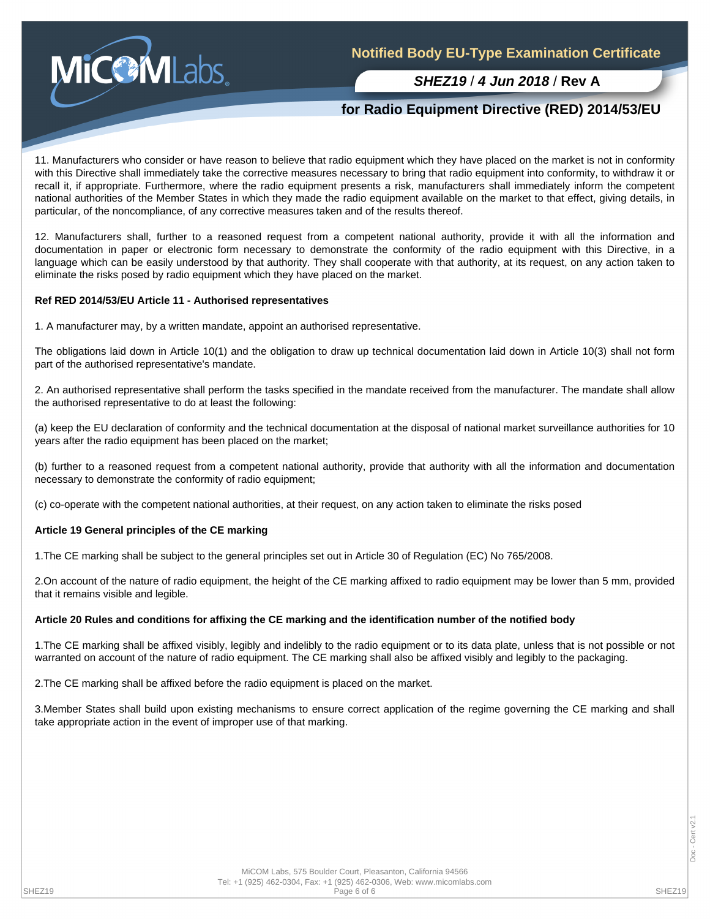11. Manufacturers who consider or have reason to believe that radio equipment which they have placed on the market is not in conformity with this Directive shall immediately take the corrective measures necessary to bring that radio equipment into conformity, to withdraw it or recall it, if appropriate. Furthermore, where the radio equipment presents a risk, manufacturers shall immediately inform the competent national authorities of the Member States in which they made the radio equipment available on the market to that effect, giving details, in particular, of the noncompliance, of any corrective measures taken and of the results thereof.

12. Manufacturers shall, further to a reasoned request from a competent national authority, provide it with all the information and documentation in paper or electronic form necessary to demonstrate the conformity of the radio equipment with this Directive, in a language which can be easily understood by that authority. They shall cooperate with that authority, at its request, on any action taken to eliminate the risks posed by radio equipment which they have placed on the market.

**Ref RED 2014/53/EU Article 11 - Authorised representatives**

1. A manufacturer may, by a written mandate, appoint an authorised representative.

The obligations laid down in Article 10(1) and the obligation to draw up technical documentation laid down in Article 10(3) shall not form part of the authorised representative's mandate.

2. An authorised representative shall perform the tasks specified in the mandate received from the manufacturer. The mandate shall allow the authorised representative to do at least the following:

(a) keep the EU declaration of conformity and the technical documentation at the disposal of national market surveillance authorities for 10 years after the radio equipment has been placed on the market;

(b) further to a reasoned request from a competent national authority, provide that authority with all the information and documentation necessary to demonstrate the conformity of radio equipment;

(c) co-operate with the competent national authorities, at their request, on any action taken to eliminate the risks posed

**Article 19 General principles of the CE marking**

1.The CE marking shall be subject to the general principles set out in Article 30 of Regulation (EC) No 765/2008.

2.On account of the nature of radio equipment, the height of the CE marking affixed to radio equipment may be lower than 5 mm, provided that it remains visible and legible.

**Article 20 Rules and conditions for affixing the CE marking and the identification number of the notified body**

1.The CE marking shall be affixed visibly, legibly and indelibly to the radio equipment or to its data plate, unless that is not possible or not warranted on account of the nature of radio equipment. The CE marking shall also be affixed visibly and legibly to the packaging.

2.The CE marking shall be affixed before the radio equipment is placed on the market.

3.Member States shall build upon existing mechanisms to ensure correct application of the regime governing the CE marking and shall take appropriate action in the event of improper use of that marking.